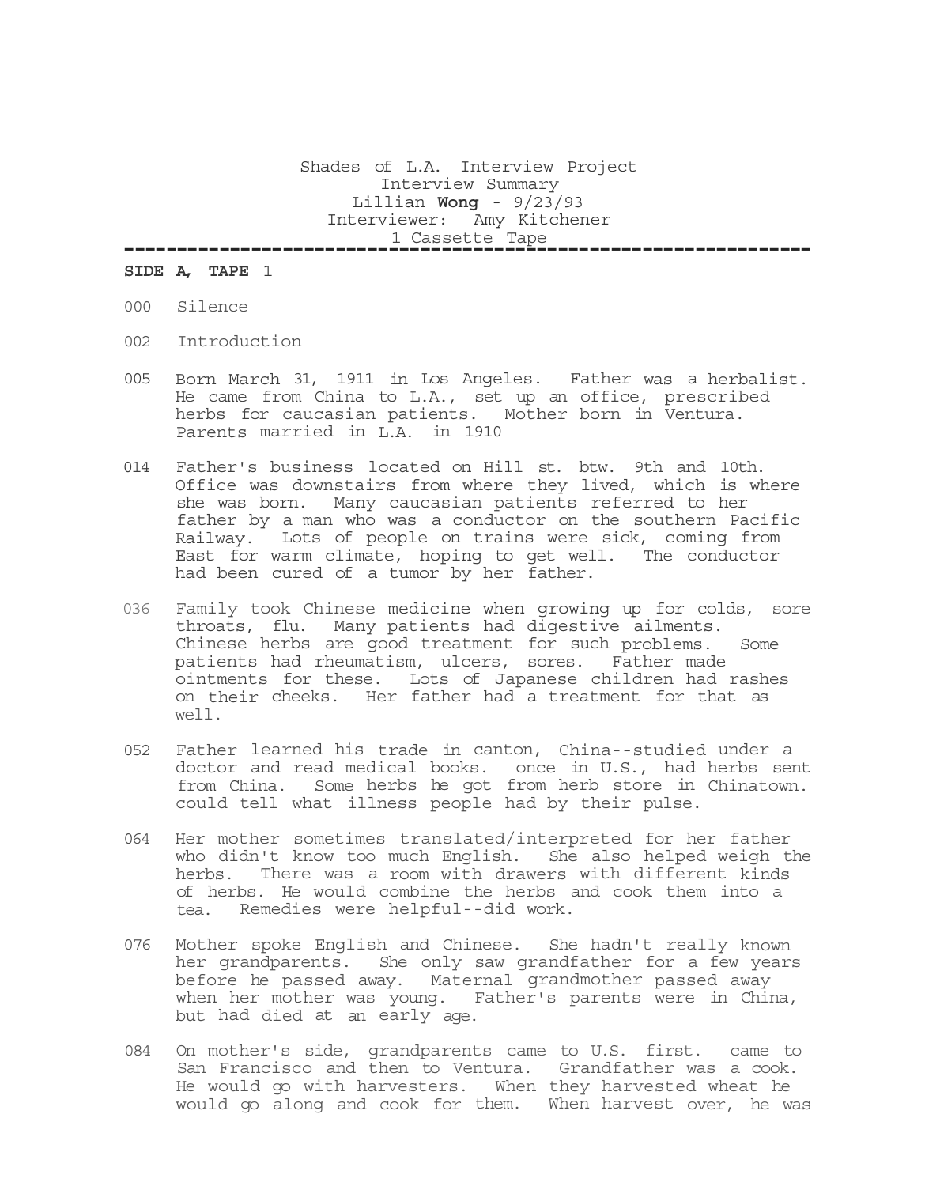Shades of L.A. Interview Project
Interview Summary
Lillian **Wong** - 9/23/93
Interviewer: Amy Kitchener
1 Cassette Tape

---

**SIDE A, TAPE** 1

000 Silence

002 Introduction

005 Born March 31, 1911 in Los Angeles. Father was a herbalist. He came from China to L.A., set up an office, prescribed herbs for caucasian patients. Mother born in Ventura. Parents married in L.A. in 1910

014 Father's business located on Hill st. btw. 9th and 10th. Office was downstairs from where they lived, which is where she was born. Many caucasian patients referred to her father by a man who was a conductor on the southern Pacific Railway. Lots of people on trains were sick, coming from East for warm climate, hoping to get well. The conductor had been cured of a tumor by her father.

036 Family took Chinese medicine when growing up for colds, sore throats, flu. Many patients had digestive ailments. Chinese herbs are good treatment for such problems. Some patients had rheumatism, ulcers, sores. Father made ointments for these. Lots of Japanese children had rashes on their cheeks. Her father had a treatment for that as well.

052 Father learned his trade in canton, China--studied under a doctor and read medical books. once in U.S., had herbs sent from China. Some herbs he got from herb store in Chinatown. could tell what illness people had by their pulse.

064 Her mother sometimes translated/interpreted for her father who didn't know too much English. She also helped weigh the herbs. There was a room with drawers with different kinds of herbs. He would combine the herbs and cook them into a tea. Remedies were helpful--did work.

076 Mother spoke English and Chinese. She hadn't really known her grandparents. She only saw grandfather for a few years before he passed away. Maternal grandmother passed away when her mother was young. Father's parents were in China, but had died at an early age.

084 On mother's side, grandparents came to U.S. first. came to San Francisco and then to Ventura. Grandfather was a cook. He would go with harvesters. When they harvested wheat he would go along and cook for them. When harvest over, he was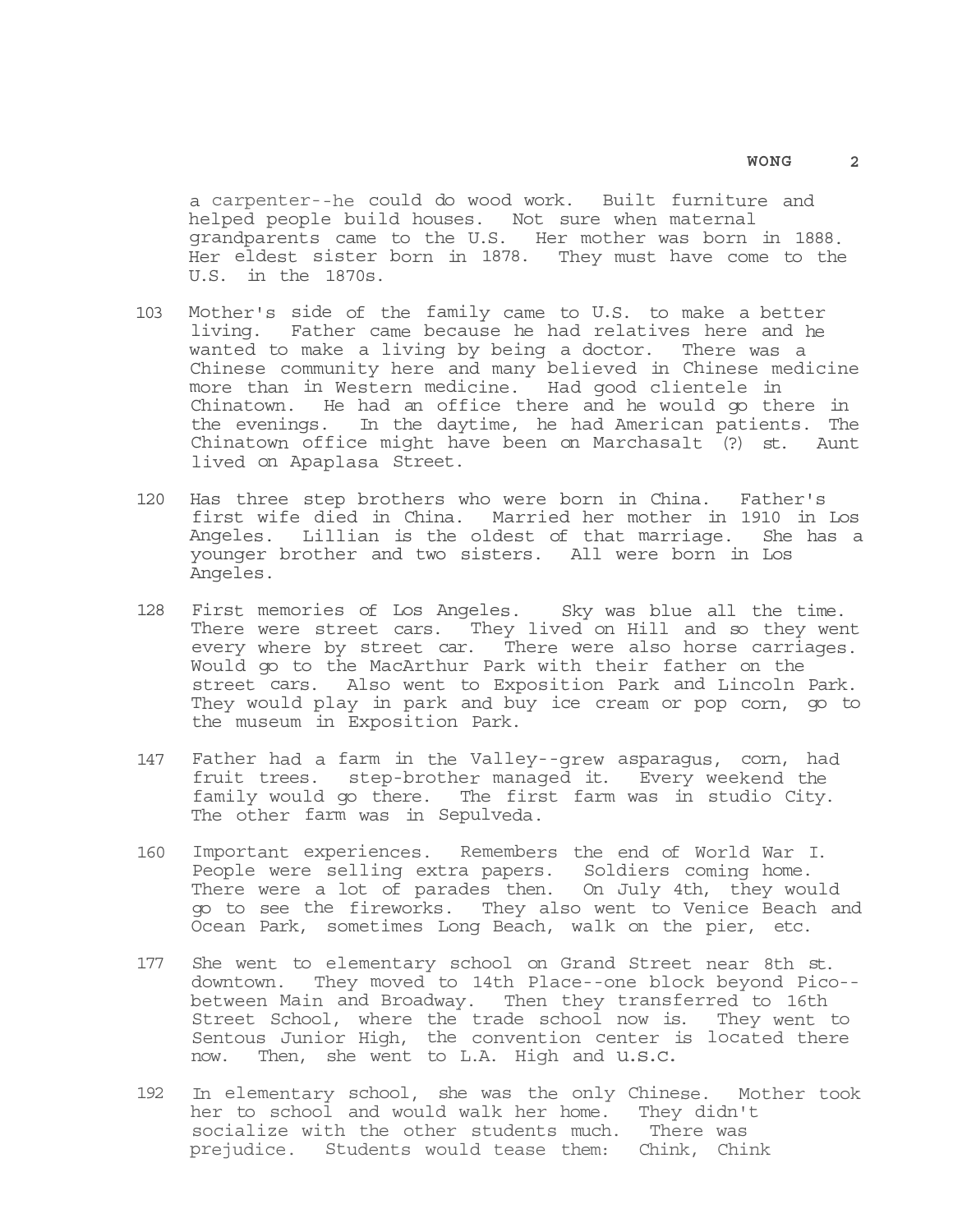a carpenter--he could do wood work. Built furniture and helped people build houses. Not sure when maternal grandparents came to the U.S. Her mother was born in 1888. Her eldest sister born in 1878. They must have come to the U.S. in the 1870s.

103 Mother's side of the family came to U.S. to make a better living. Father came because he had relatives here and he wanted to make a living by being a doctor. There was a Chinese community here and many believed in Chinese medicine more than in Western medicine. Had good clientele in Chinatown. He had an office there and he would go there in the evenings. In the daytime, he had American patients. The Chinatown office might have been on Marchasalt (?) st. Aunt lived on Apaplasa Street.

120 Has three step brothers who were born in China. Father's first wife died in China. Married her mother in 1910 in Los Angeles. Lillian is the oldest of that marriage. She has a younger brother and two sisters. All were born in Los Angeles.

128 First memories of Los Angeles. Sky was blue all the time. There were street cars. They lived on Hill and so they went every where by street car. There were also horse carriages. Would go to the MacArthur Park with their father on the street cars. Also went to Exposition Park and Lincoln Park. They would play in park and buy ice cream or pop corn, go to the museum in Exposition Park.

147 Father had a farm in the Valley--grew asparagus, corn, had fruit trees. step-brother managed it. Every weekend the family would go there. The first farm was in studio City. The other farm was in Sepulveda.

160 Important experiences. Remembers the end of World War I. People were selling extra papers. Soldiers coming home. There were a lot of parades then. On July 4th, they would go to see the fireworks. They also went to Venice Beach and Ocean Park, sometimes Long Beach, walk on the pier, etc.

177 She went to elementary school on Grand Street near 8th st. downtown. They moved to 14th Place--one block beyond Pico--between Main and Broadway. Then they transferred to 16th Street School, where the trade school now is. They went to Sentous Junior High, the convention center is located there now. Then, she went to L.A. High and U.S.C.

192 In elementary school, she was the only Chinese. Mother took her to school and would walk her home. They didn't socialize with the other students much. There was prejudice. Students would tease them: Chink, Chink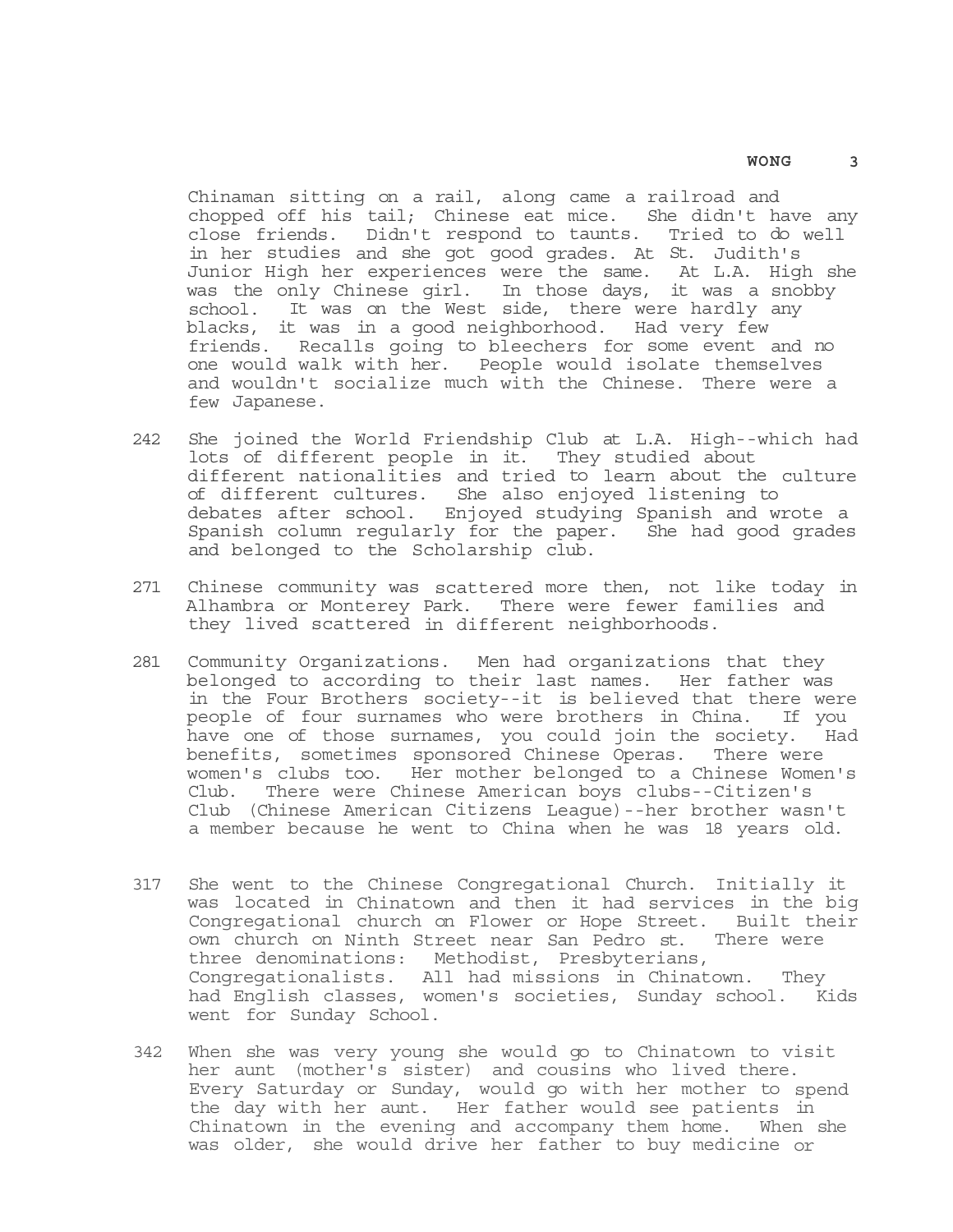Chinaman sitting on a rail, along came a railroad and chopped off his tail; Chinese eat mice. She didn't have any close friends. Didn't respond to taunts. Tried to do well in her studies and she got good grades. At St. Judith's Junior High her experiences were the same. At L.A. High she was the only Chinese girl. In those days, it was a snobby school. It was on the West side, there were hardly any blacks, it was in a good neighborhood. Had very few friends. Recalls going to bleechers for some event and no one would walk with her. People would isolate themselves and wouldn't socialize much with the Chinese. There were a few Japanese.

242 She joined the World Friendship Club at L.A. High--which had lots of different people in it. They studied about different nationalities and tried to learn about the culture of different cultures. She also enjoyed listening to debates after school. Enjoyed studying Spanish and wrote a Spanish column regularly for the paper. She had good grades and belonged to the Scholarship club.

271 Chinese community was scattered more then, not like today in Alhambra or Monterey Park. There were fewer families and they lived scattered in different neighborhoods.

281 Community Organizations. Men had organizations that they belonged to according to their last names. Her father was in the Four Brothers society--it is believed that there were people of four surnames who were brothers in China. If you have one of those surnames, you could join the society. Had benefits, sometimes sponsored Chinese Operas. There were women's clubs too. Her mother belonged to a Chinese Women's Club. There were Chinese American boys clubs--Citizen's Club (Chinese American Citizens League)--her brother wasn't a member because he went to China when he was 18 years old.

317 She went to the Chinese Congregational Church. Initially it was located in Chinatown and then it had services in the big Congregational church on Flower or Hope Street. Built their own church on Ninth Street near San Pedro st. There were three denominations: Methodist, Presbyterians, Congregationalists. All had missions in Chinatown. They had English classes, women's societies, Sunday school. Kids went for Sunday School.

342 When she was very young she would go to Chinatown to visit her aunt (mother's sister) and cousins who lived there. Every Saturday or Sunday, would go with her mother to spend the day with her aunt. Her father would see patients in Chinatown in the evening and accompany them home. When she was older, she would drive her father to buy medicine or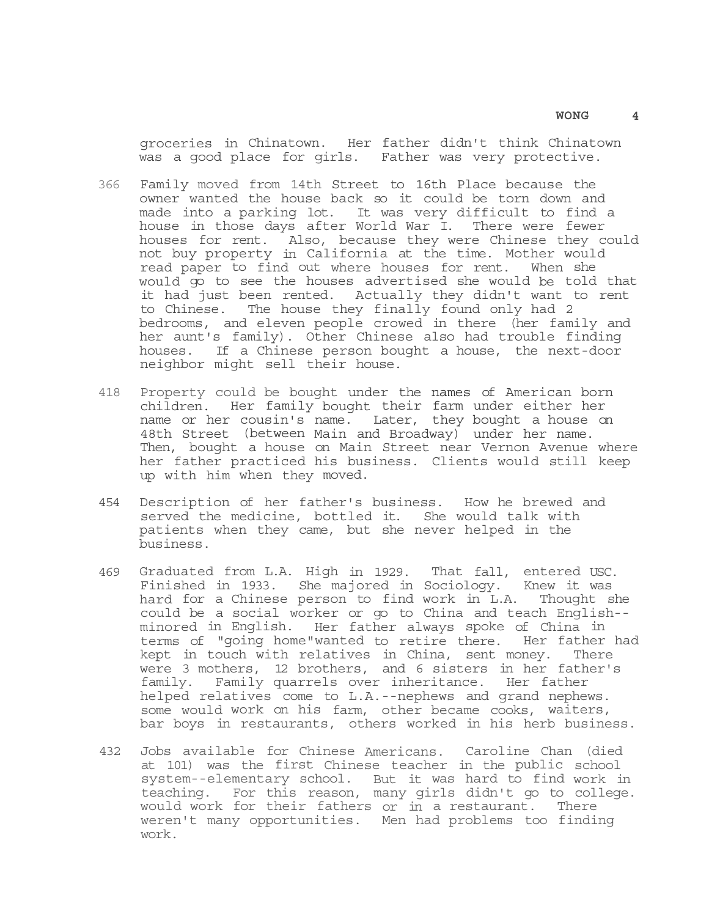groceries in Chinatown. Her father didn't think Chinatown was a good place for girls. Father was very protective.

366 Family moved from 14th Street to 16th Place because the owner wanted the house back so it could be torn down and made into a parking lot. It was very difficult to find a house in those days after World War I. There were fewer houses for rent. Also, because they were Chinese they could not buy property in California at the time. Mother would read paper to find out where houses for rent. When she would go to see the houses advertised she would be told that it had just been rented. Actually they didn't want to rent to Chinese. The house they finally found only had 2 bedrooms, and eleven people crowed in there (her family and her aunt's family). Other Chinese also had trouble finding houses. If a Chinese person bought a house, the next-door neighbor might sell their house.

418 Property could be bought under the names of American born children. Her family bought their farm under either her name or her cousin's name. Later, they bought a house on 48th Street (between Main and Broadway) under her name. Then, bought a house on Main Street near Vernon Avenue where her father practiced his business. Clients would still keep up with him when they moved.

454 Description of her father's business. How he brewed and served the medicine, bottled it. She would talk with patients when they came, but she never helped in the business.

469 Graduated from L.A. High in 1929. That fall, entered USC. Finished in 1933. She majored in Sociology. Knew it was hard for a Chinese person to find work in L.A. Thought she could be a social worker or go to China and teach English--minored in English. Her father always spoke of China in terms of "going home"wanted to retire there. Her father had kept in touch with relatives in China, sent money. There were 3 mothers, 12 brothers, and 6 sisters in her father's family. Family quarrels over inheritance. Her father helped relatives come to L.A.--nephews and grand nephews. some would work on his farm, other became cooks, waiters, bar boys in restaurants, others worked in his herb business.

432 Jobs available for Chinese Americans. Caroline Chan (died at 101) was the first Chinese teacher in the public school system--elementary school. But it was hard to find work in teaching. For this reason, many girls didn't go to college. would work for their fathers or in a restaurant. There weren't many opportunities. Men had problems too finding work.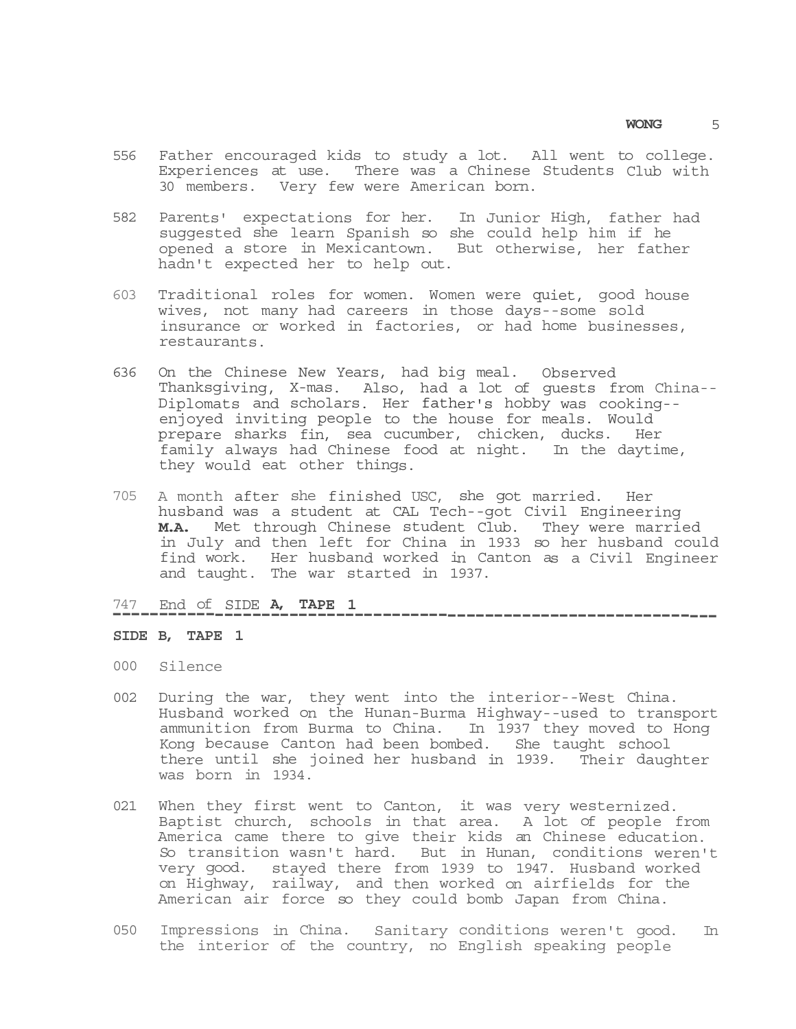556 Father encouraged kids to study a lot. All went to college. Experiences at use. There was a Chinese Students Club with 30 members. Very few were American born.

582 Parents' expectations for her. In Junior High, father had suggested she learn Spanish so she could help him if he opened a store in Mexicantown. But otherwise, her father hadn't expected her to help out.

603 Traditional roles for women. Women were quiet, good house wives, not many had careers in those days--some sold insurance or worked in factories, or had home businesses, restaurants.

636 On the Chinese New Years, had big meal. Observed Thanksgiving, X-mas. Also, had a lot of guests from China--Diplomats and scholars. Her father's hobby was cooking--enjoyed inviting people to the house for meals. Would prepare sharks fin, sea cucumber, chicken, ducks. Her family always had Chinese food at night. In the daytime, they would eat other things.

705 A month after she finished USC, she got married. Her husband was a student at CAL Tech--got Civil Engineering **M.A.** Met through Chinese student Club. They were married in July and then left for China in 1933 so her husband could find work. Her husband worked in Canton as a Civil Engineer and taught. The war started in 1937.

747 End of SIDE **A, TAPE 1**

---

**SIDE B, TAPE 1**

000 Silence

002 During the war, they went into the interior--West China. Husband worked on the Hunan-Burma Highway--used to transport ammunition from Burma to China. In 1937 they moved to Hong Kong because Canton had been bombed. She taught school there until she joined her husband in 1939. Their daughter was born in 1934.

021 When they first went to Canton, it was very westernized. Baptist church, schools in that area. A lot of people from America came there to give their kids an Chinese education. So transition wasn't hard. But in Hunan, conditions weren't very good. stayed there from 1939 to 1947. Husband worked on Highway, railway, and then worked on airfields for the American air force so they could bomb Japan from China.

050 Impressions in China. Sanitary conditions weren't good. In the interior of the country, no English speaking people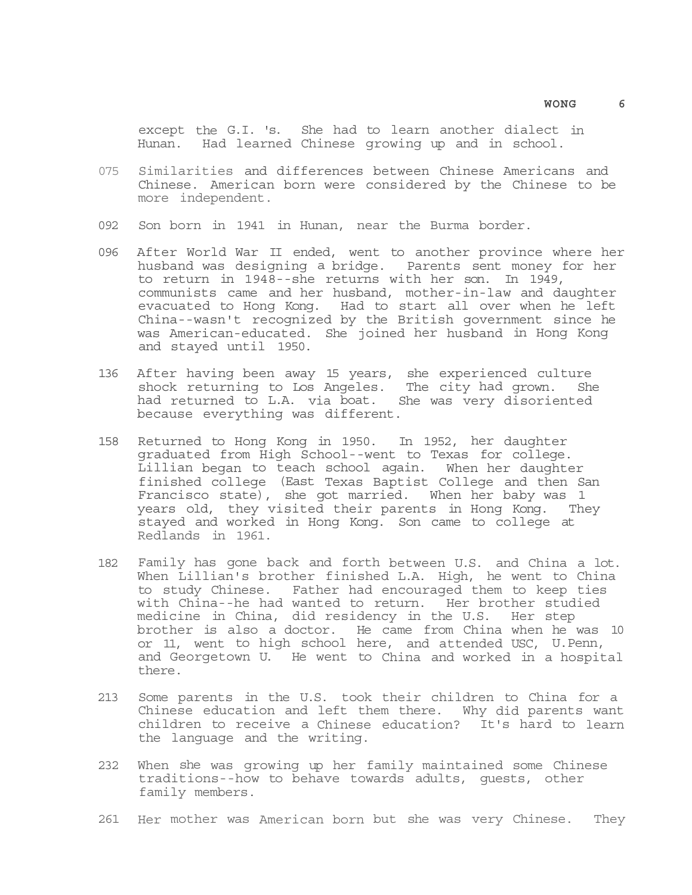except the G.I. 's. She had to learn another dialect in Hunan. Had learned Chinese growing up and in school.

075 Similarities and differences between Chinese Americans and Chinese. American born were considered by the Chinese to be more independent.

092 Son born in 1941 in Hunan, near the Burma border.

096 After World War II ended, went to another province where her husband was designing a bridge. Parents sent money for her to return in 1948--she returns with her son. In 1949, communists came and her husband, mother-in-law and daughter evacuated to Hong Kong. Had to start all over when he left China--wasn't recognized by the British government since he was American-educated. She joined her husband in Hong Kong and stayed until 1950.

136 After having been away 15 years, she experienced culture shock returning to Los Angeles. The city had grown. She had returned to L.A. via boat. She was very disoriented because everything was different.

158 Returned to Hong Kong in 1950. In 1952, her daughter graduated from High School--went to Texas for college. Lillian began to teach school again. When her daughter finished college (East Texas Baptist College and then San Francisco state), she got married. When her baby was 1 years old, they visited their parents in Hong Kong. They stayed and worked in Hong Kong. Son came to college at Redlands in 1961.

182 Family has gone back and forth between U.S. and China a lot. When Lillian's brother finished L.A. High, he went to China to study Chinese. Father had encouraged them to keep ties with China--he had wanted to return. Her brother studied medicine in China, did residency in the U.S. Her step brother is also a doctor. He came from China when he was 10 or 11, went to high school here, and attended USC, U.Penn, and Georgetown U. He went to China and worked in a hospital there.

213 Some parents in the U.S. took their children to China for a Chinese education and left them there. Why did parents want children to receive a Chinese education? It's hard to learn the language and the writing.

232 When she was growing up her family maintained some Chinese traditions--how to behave towards adults, guests, other family members.

261 Her mother was American born but she was very Chinese. They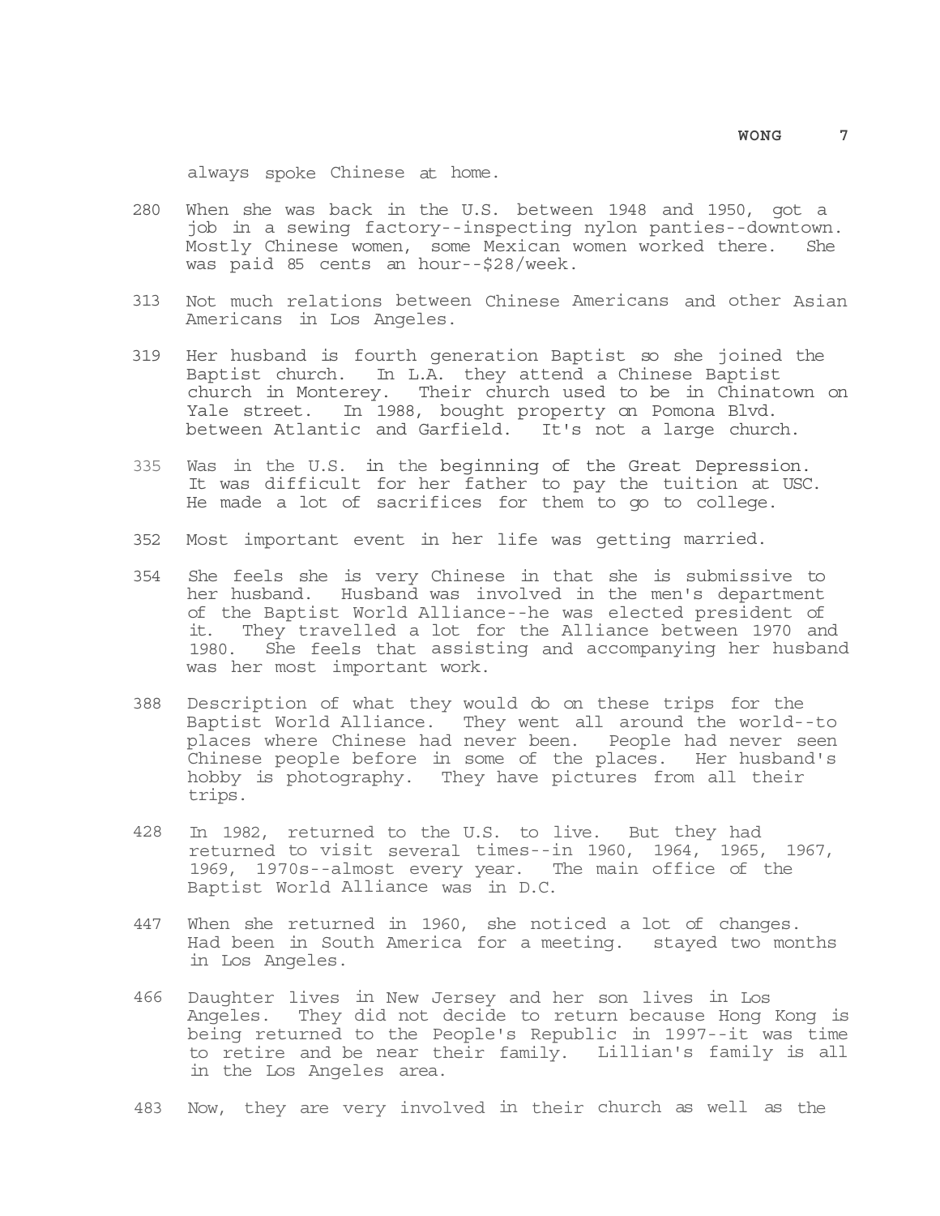always spoke Chinese at home.

280 When she was back in the U.S. between 1948 and 1950, got a job in a sewing factory--inspecting nylon panties--downtown. Mostly Chinese women, some Mexican women worked there. She was paid 85 cents an hour--$28/week.

313 Not much relations between Chinese Americans and other Asian Americans in Los Angeles.

319 Her husband is fourth generation Baptist so she joined the Baptist church. In L.A. they attend a Chinese Baptist church in Monterey. Their church used to be in Chinatown on Yale street. In 1988, bought property on Pomona Blvd. between Atlantic and Garfield. It's not a large church.

335 Was in the U.S. in the beginning of the Great Depression. It was difficult for her father to pay the tuition at USC. He made a lot of sacrifices for them to go to college.

352 Most important event in her life was getting married.

354 She feels she is very Chinese in that she is submissive to her husband. Husband was involved in the men's department of the Baptist World Alliance--he was elected president of it. They travelled a lot for the Alliance between 1970 and 1980. She feels that assisting and accompanying her husband was her most important work.

388 Description of what they would do on these trips for the Baptist World Alliance. They went all around the world--to places where Chinese had never been. People had never seen Chinese people before in some of the places. Her husband's hobby is photography. They have pictures from all their trips.

428 In 1982, returned to the U.S. to live. But they had returned to visit several times--in 1960, 1964, 1965, 1967, 1969, 1970s--almost every year. The main office of the Baptist World Alliance was in D.C.

447 When she returned in 1960, she noticed a lot of changes. Had been in South America for a meeting. stayed two months in Los Angeles.

466 Daughter lives in New Jersey and her son lives in Los Angeles. They did not decide to return because Hong Kong is being returned to the People's Republic in 1997--it was time to retire and be near their family. Lillian's family is all in the Los Angeles area.

483 Now, they are very involved in their church as well as the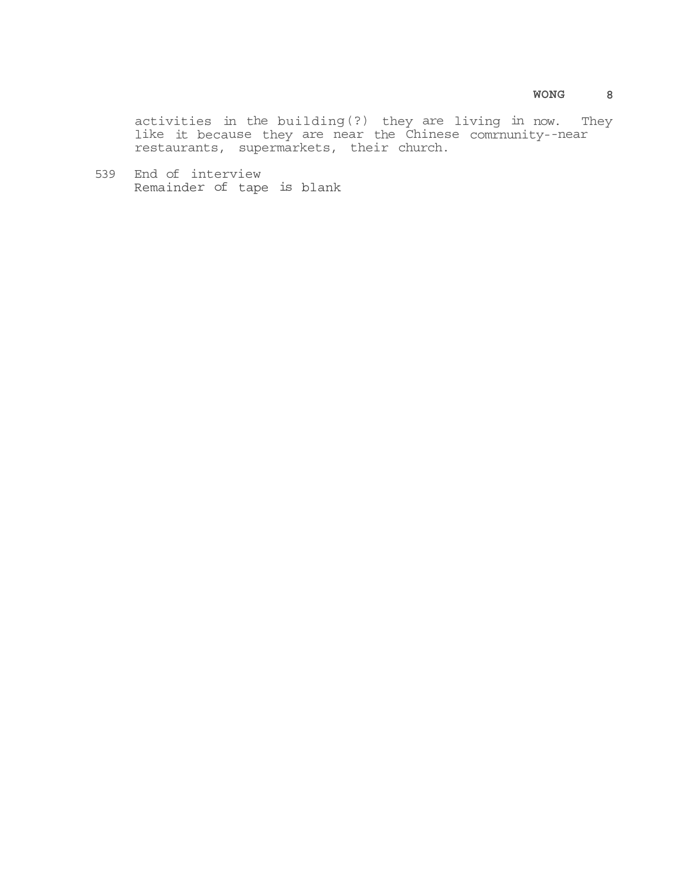activities in the building(?) they are living in now. They like it because they are near the Chinese comrnunity--near restaurants, supermarkets, their church.

539 End of interview
Remainder of tape is blank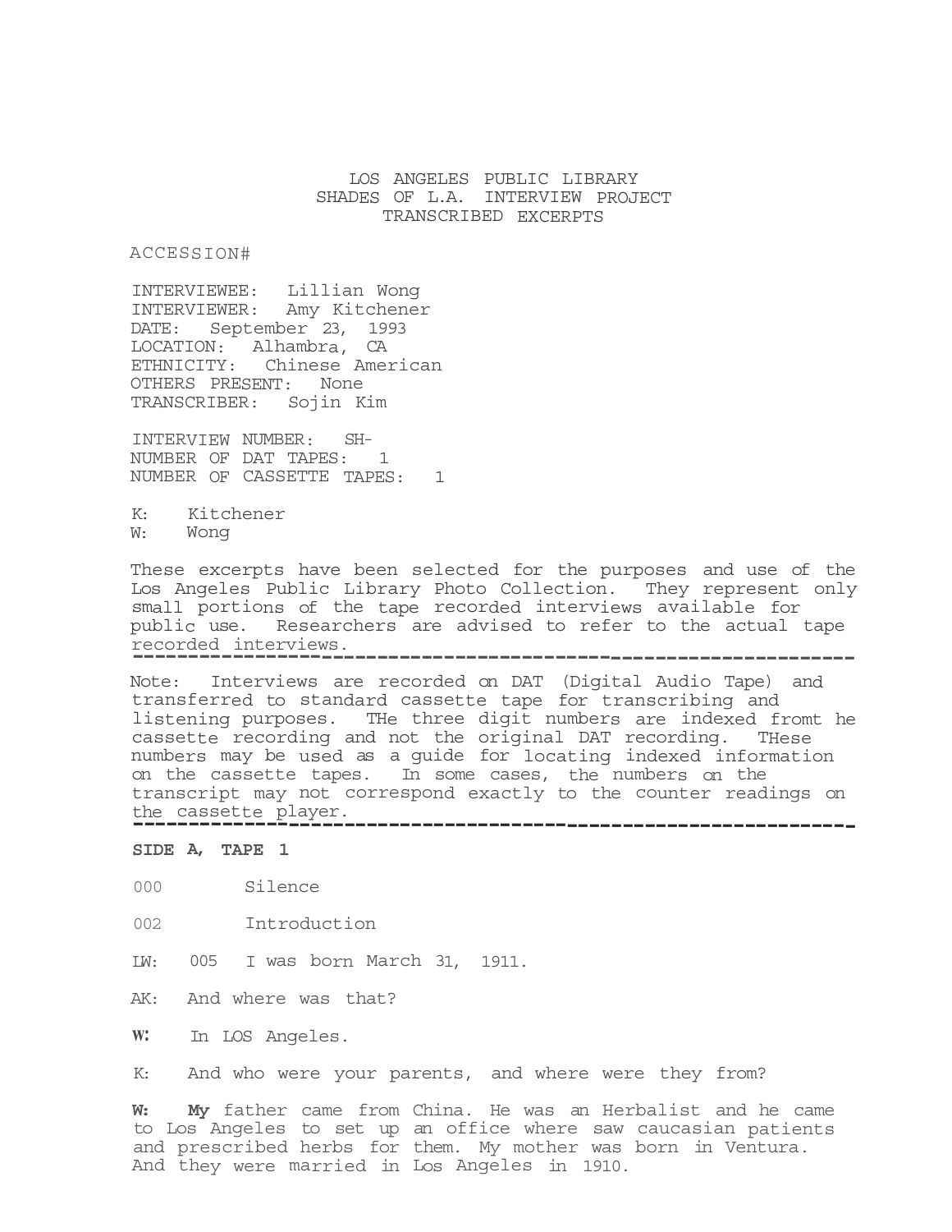LOS ANGELES PUBLIC LIBRARY
SHADES OF L.A. INTERVIEW PROJECT
TRANSCRIBED EXCERPTS

ACCESSION#

INTERVIEWEE: Lillian Wong
INTERVIEWER: Amy Kitchener
DATE: September 23, 1993
LOCATION: Alhambra, CA
ETHNICITY: Chinese American
OTHERS PRESENT: None
TRANSCRIBER: Sojin Kim

INTERVIEW NUMBER: SH-
NUMBER OF DAT TAPES: 1
NUMBER OF CASSETTE TAPES: 1

K: Kitchener
W: Wong

These excerpts have been selected for the purposes and use of the Los Angeles Public Library Photo Collection. They represent only small portions of the tape recorded interviews available for public use. Researchers are advised to refer to the actual tape recorded interviews.

---

Note: Interviews are recorded on DAT (Digital Audio Tape) and transferred to standard cassette tape for transcribing and listening purposes. THe three digit numbers are indexed fromt he cassette recording and not the original DAT recording. THese numbers may be used as a guide for locating indexed information on the cassette tapes. In some cases, the numbers on the transcript may not correspond exactly to the counter readings on the cassette player.

---

**SIDE A, TAPE 1**

000 Silence

002 Introduction

LW: 005 I was born March 31, 1911.

AK: And where was that?

**W:** In LOS Angeles.

K: And who were your parents, and where were they from?

**W:** **My** father came from China. He was an Herbalist and he came to Los Angeles to set up an office where saw caucasian patients and prescribed herbs for them. My mother was born in Ventura. And they were married in Los Angeles in 1910.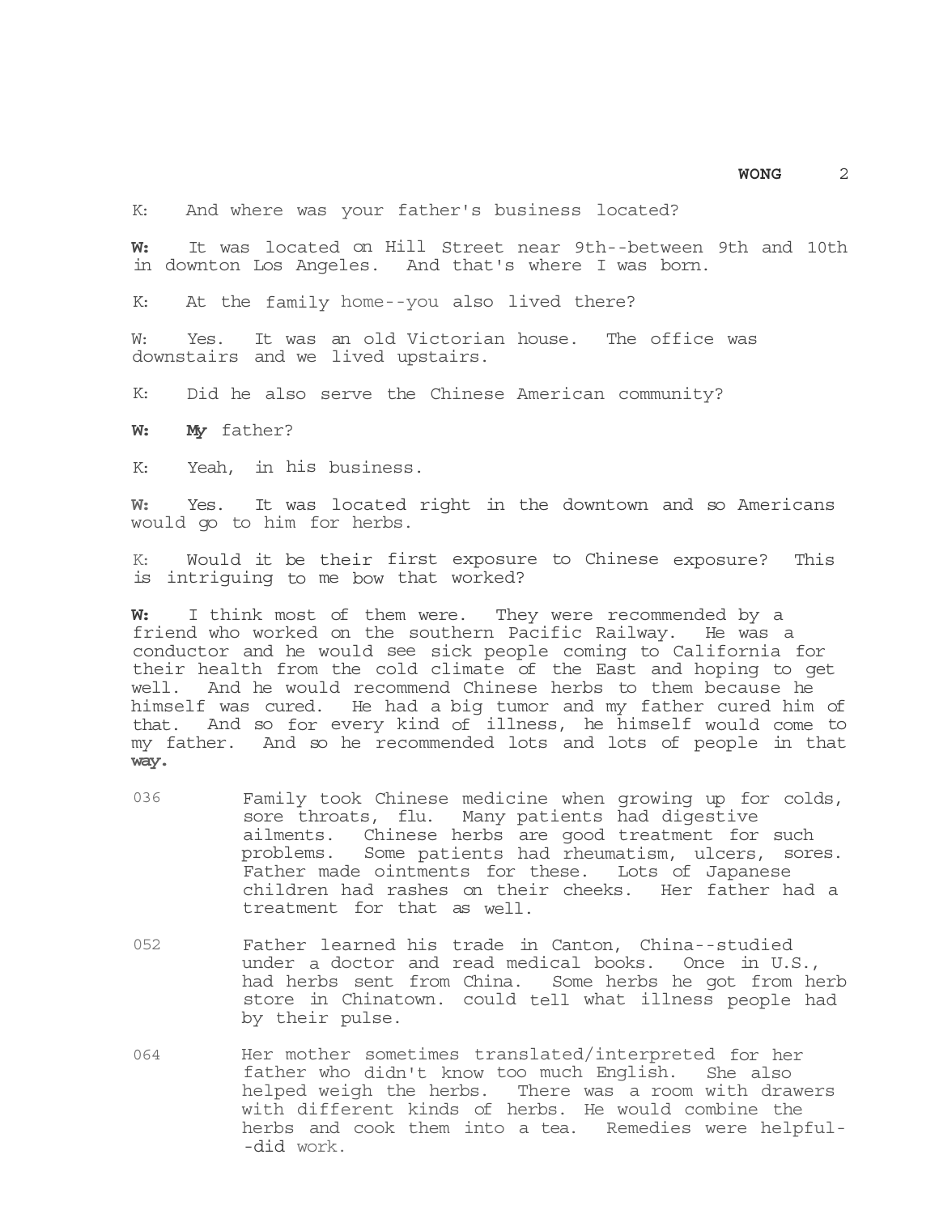K: And where was your father's business located?

**W:** It was located on Hill Street near 9th--between 9th and 10th in downton Los Angeles. And that's where I was born.

K: At the family home--you also lived there?

W: Yes. It was an old Victorian house. The office was downstairs and we lived upstairs.

K: Did he also serve the Chinese American community?

**W:** **My** father?

K: Yeah, in his business.

**W:** Yes. It was located right in the downtown and so Americans would go to him for herbs.

K: Would it be their first exposure to Chinese exposure? This is intriguing to me bow that worked?

**W:** I think most of them were. They were recommended by a friend who worked on the southern Pacific Railway. He was a conductor and he would see sick people coming to California for their health from the cold climate of the East and hoping to get well. And he would recommend Chinese herbs to them because he himself was cured. He had a big tumor and my father cured him of that. And so for every kind of illness, he himself would come to my father. And so he recommended lots and lots of people in that **way.**

036 Family took Chinese medicine when growing up for colds, sore throats, flu. Many patients had digestive ailments. Chinese herbs are good treatment for such problems. Some patients had rheumatism, ulcers, sores. Father made ointments for these. Lots of Japanese children had rashes on their cheeks. Her father had a treatment for that as well.

052 Father learned his trade in Canton, China--studied under a doctor and read medical books. Once in U.S., had herbs sent from China. Some herbs he got from herb store in Chinatown. could tell what illness people had by their pulse.

064 Her mother sometimes translated/interpreted for her father who didn't know too much English. She also helped weigh the herbs. There was a room with drawers with different kinds of herbs. He would combine the herbs and cook them into a tea. Remedies were helpful--did work.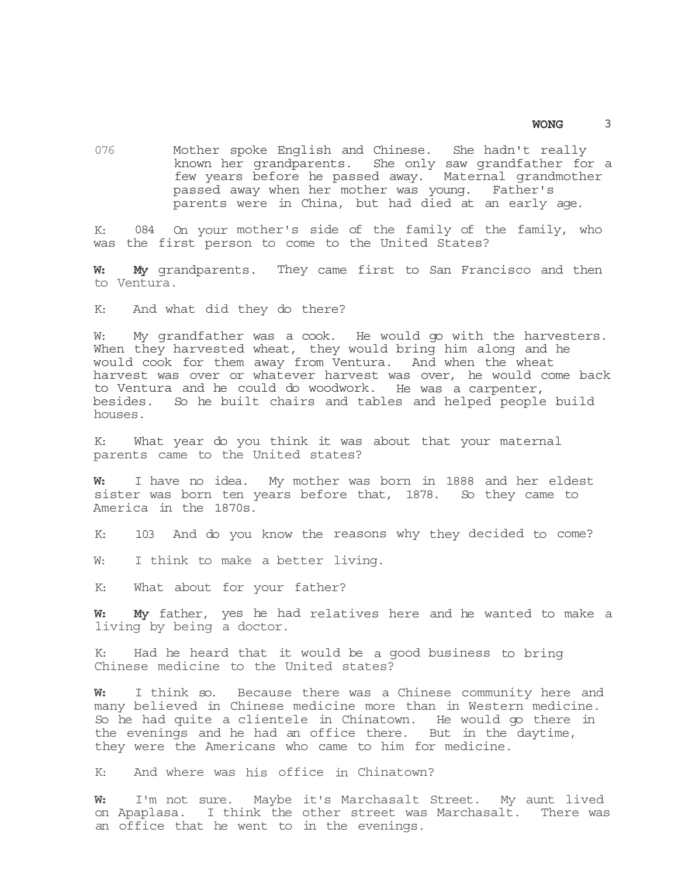076 Mother spoke English and Chinese. She hadn't really known her grandparents. She only saw grandfather for a few years before he passed away. Maternal grandmother passed away when her mother was young. Father's parents were in China, but had died at an early age.

K: 084 On your mother's side of the family of the family, who was the first person to come to the United States?

**W: My** grandparents. They came first to San Francisco and then to Ventura.

K: And what did they do there?

W: My grandfather was a cook. He would go with the harvesters. When they harvested wheat, they would bring him along and he would cook for them away from Ventura. And when the wheat harvest was over or whatever harvest was over, he would come back to Ventura and he could do woodwork. He was a carpenter, besides. So he built chairs and tables and helped people build houses.

K: What year do you think it was about that your maternal parents came to the United states?

**W:** I have no idea. My mother was born in 1888 and her eldest sister was born ten years before that, 1878. So they came to America in the 1870s.

K: 103 And do you know the reasons why they decided to come?

W: I think to make a better living.

K: What about for your father?

**W: My** father, yes he had relatives here and he wanted to make a living by being a doctor.

K: Had he heard that it would be a good business to bring Chinese medicine to the United states?

**W:** I think so. Because there was a Chinese community here and many believed in Chinese medicine more than in Western medicine. So he had quite a clientele in Chinatown. He would go there in the evenings and he had an office there. But in the daytime, they were the Americans who came to him for medicine.

K: And where was his office in Chinatown?

**W:** I'm not sure. Maybe it's Marchasalt Street. My aunt lived on Apaplasa. I think the other street was Marchasalt. There was an office that he went to in the evenings.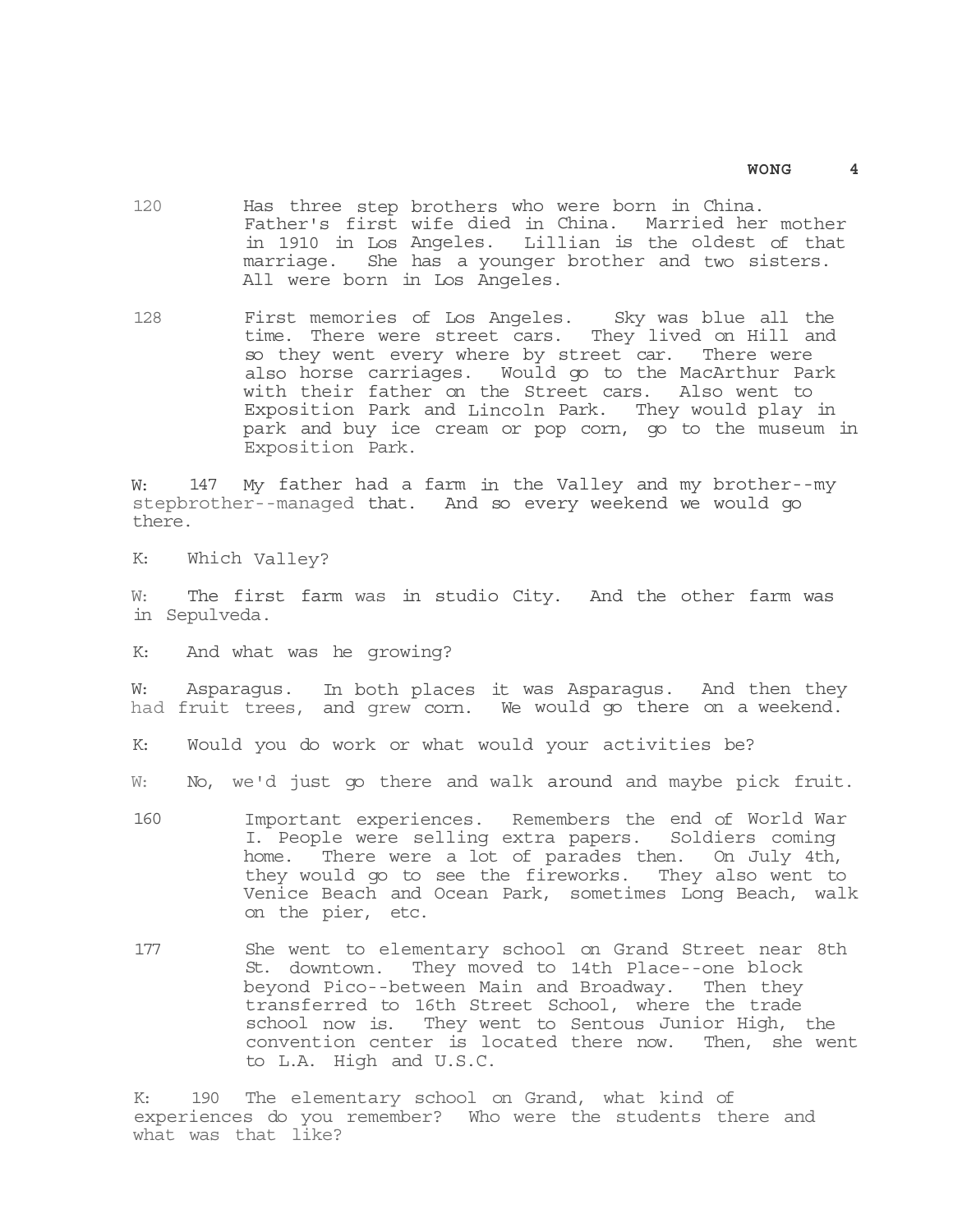120 Has three step brothers who were born in China. Father's first wife died in China. Married her mother in 1910 in Los Angeles. Lillian is the oldest of that marriage. She has a younger brother and two sisters. All were born in Los Angeles.

128 First memories of Los Angeles. Sky was blue all the time. There were street cars. They lived on Hill and so they went every where by street car. There were also horse carriages. Would go to the MacArthur Park with their father on the Street cars. Also went to Exposition Park and Lincoln Park. They would play in park and buy ice cream or pop corn, go to the museum in Exposition Park.

W: 147 My father had a farm in the Valley and my brother--my stepbrother--managed that. And so every weekend we would go there.

K: Which Valley?

W: The first farm was in studio City. And the other farm was in Sepulveda.

K: And what was he growing?

W: Asparagus. In both places it was Asparagus. And then they had fruit trees, and grew corn. We would go there on a weekend.

K: Would you do work or what would your activities be?

W: No, we'd just go there and walk around and maybe pick fruit.

160 Important experiences. Remembers the end of World War I. People were selling extra papers. Soldiers coming home. There were a lot of parades then. On July 4th, they would go to see the fireworks. They also went to Venice Beach and Ocean Park, sometimes Long Beach, walk on the pier, etc.

177 She went to elementary school on Grand Street near 8th St. downtown. They moved to 14th Place--one block beyond Pico--between Main and Broadway. Then they transferred to 16th Street School, where the trade school now is. They went to Sentous Junior High, the convention center is located there now. Then, she went to L.A. High and U.S.C.

K: 190 The elementary school on Grand, what kind of experiences do you remember? Who were the students there and what was that like?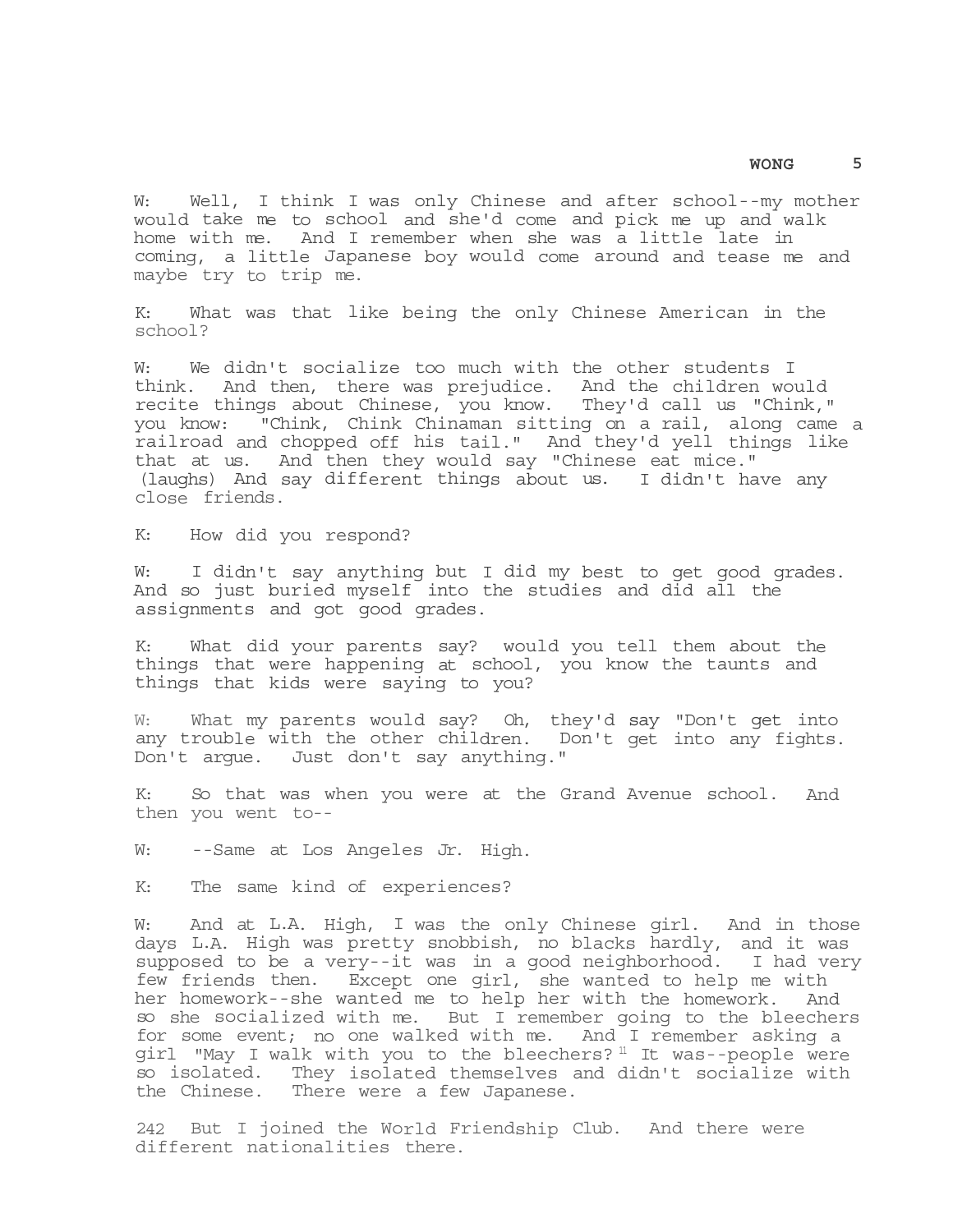W: Well, I think I was only Chinese and after school--my mother would take me to school and she'd come and pick me up and walk home with me. And I remember when she was a little late in coming, a little Japanese boy would come around and tease me and maybe try to trip me.

K: What was that like being the only Chinese American in the school?

W: We didn't socialize too much with the other students I think. And then, there was prejudice. And the children would recite things about Chinese, you know. They'd call us "Chink," you know: "Chink, Chink Chinaman sitting on a rail, along came a railroad and chopped off his tail." And they'd yell things like that at us. And then they would say "Chinese eat mice." (laughs) And say different things about us. I didn't have any close friends.

K: How did you respond?

W: I didn't say anything but I did my best to get good grades. And so just buried myself into the studies and did all the assignments and got good grades.

K: What did your parents say? would you tell them about the things that were happening at school, you know the taunts and things that kids were saying to you?

W: What my parents would say? Oh, they'd say "Don't get into any trouble with the other children. Don't get into any fights. Don't argue. Just don't say anything."

K: So that was when you were at the Grand Avenue school. And then you went to--

W: --Same at Los Angeles Jr. High.

K: The same kind of experiences?

W: And at L.A. High, I was the only Chinese girl. And in those days L.A. High was pretty snobbish, no blacks hardly, and it was supposed to be a very--it was in a good neighborhood. I had very few friends then. Except one girl, she wanted to help me with her homework--she wanted me to help her with the homework. And so she socialized with me. But I remember going to the bleachers for some event; no one walked with me. And I remember asking a girl "May I walk with you to the bleachers?" It was--people were so isolated. They isolated themselves and didn't socialize with the Chinese. There were a few Japanese.

242 But I joined the World Friendship Club. And there were different nationalities there.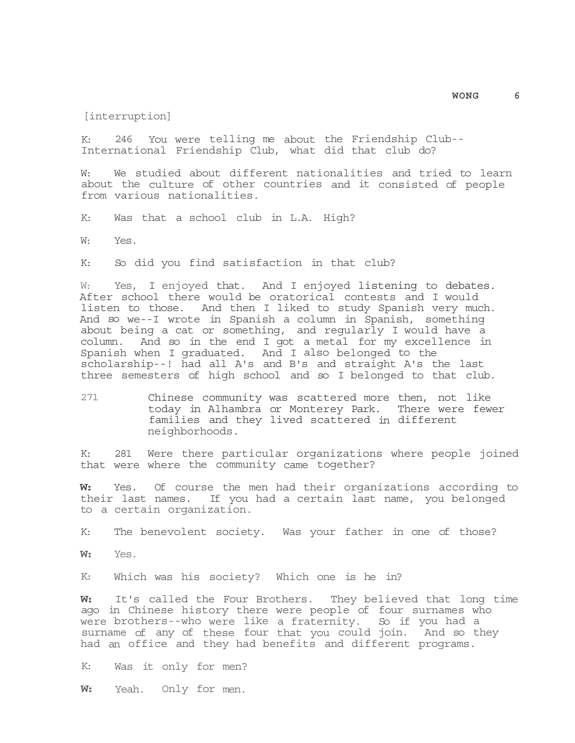[interruption]

K: 246 You were telling me about the Friendship Club--International Friendship Club, what did that club do?

W: We studied about different nationalities and tried to learn about the culture of other countries and it consisted of people from various nationalities.

K: Was that a school club in L.A. High?

W: Yes.

K: So did you find satisfaction in that club?

W: Yes, I enjoyed that. And I enjoyed listening to debates. After school there would be oratorical contests and I would listen to those. And then I liked to study Spanish very much. And so we--I wrote in Spanish a column in Spanish, something about being a cat or something, and regularly I would have a column. And so in the end I got a metal for my excellence in Spanish when I graduated. And I also belonged to the scholarship--! had all A's and B's and straight A's the last three semesters of high school and so I belonged to that club.

271 Chinese community was scattered more then, not like today in Alhambra or Monterey Park. There were fewer families and they lived scattered in different neighborhoods.

K: 281 Were there particular organizations where people joined that were where the community came together?

**W:** Yes. Of course the men had their organizations according to their last names. If you had a certain last name, you belonged to a certain organization.

K: The benevolent society. Was your father in one of those?

**W:** Yes.

K: Which was his society? Which one is he in?

**W:** It's called the Four Brothers. They believed that long time ago in Chinese history there were people of four surnames who were brothers--who were like a fraternity. So if you had a surname of any of these four that you could join. And so they had an office and they had benefits and different programs.

K: Was it only for men?

**W:** Yeah. Only for men.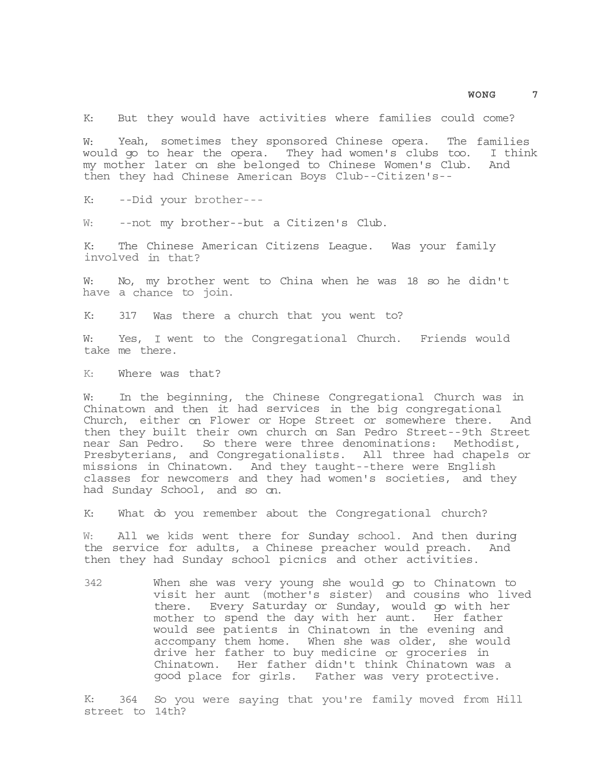K: But they would have activities where families could come?

W: Yeah, sometimes they sponsored Chinese opera. The families would go to hear the opera. They had women's clubs too. I think my mother later on she belonged to Chinese Women's Club. And then they had Chinese American Boys Club--Citizen's--

K: --Did your brother---

W: --not my brother--but a Citizen's Club.

K: The Chinese American Citizens League. Was your family involved in that?

W: No, my brother went to China when he was 18 so he didn't have a chance to join.

K: 317 Was there a church that you went to?

W: Yes, I went to the Congregational Church. Friends would take me there.

K: Where was that?

W: In the beginning, the Chinese Congregational Church was in Chinatown and then it had services in the big congregational Church, either on Flower or Hope Street or somewhere there. And then they built their own church on San Pedro Street--9th Street near San Pedro. So there were three denominations: Methodist, Presbyterians, and Congregationalists. All three had chapels or missions in Chinatown. And they taught--there were English classes for newcomers and they had women's societies, and they had Sunday School, and so on.

K: What do you remember about the Congregational church?

W: All we kids went there for Sunday school. And then during the service for adults, a Chinese preacher would preach. And then they had Sunday school picnics and other activities.

342 When she was very young she would go to Chinatown to visit her aunt (mother's sister) and cousins who lived there. Every Saturday or Sunday, would go with her mother to spend the day with her aunt. Her father would see patients in Chinatown in the evening and accompany them home. When she was older, she would drive her father to buy medicine or groceries in Chinatown. Her father didn't think Chinatown was a good place for girls. Father was very protective.

K: 364 So you were saying that you're family moved from Hill street to 14th?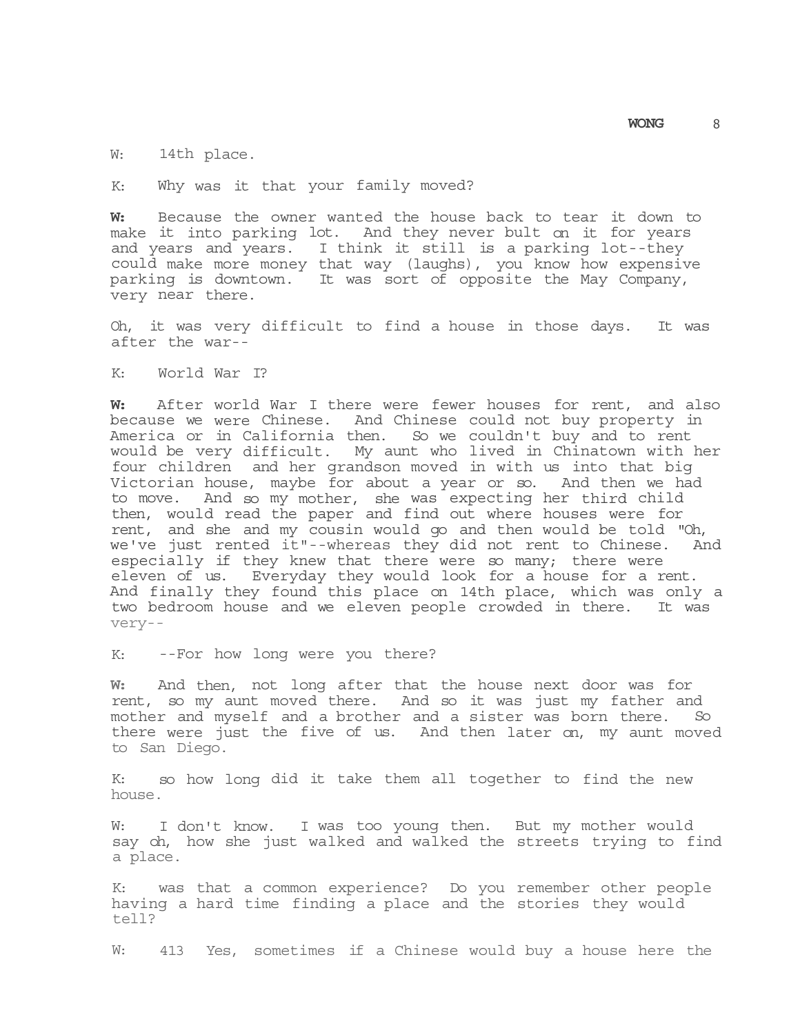W: 14th place.

K: Why was it that your family moved?

**W:** Because the owner wanted the house back to tear it down to make it into parking lot. And they never bult on it for years and years and years. I think it still is a parking lot--they could make more money that way (laughs), you know how expensive parking is downtown. It was sort of opposite the May Company, very near there.

Oh, it was very difficult to find a house in those days. It was after the war--

K: World War I?

**W:** After world War I there were fewer houses for rent, and also because we were Chinese. And Chinese could not buy property in America or in California then. So we couldn't buy and to rent would be very difficult. My aunt who lived in Chinatown with her four children and her grandson moved in with us into that big Victorian house, maybe for about a year or so. And then we had to move. And so my mother, she was expecting her third child then, would read the paper and find out where houses were for rent, and she and my cousin would go and then would be told "Oh, we've just rented it"--whereas they did not rent to Chinese. And especially if they knew that there were so many; there were eleven of us. Everyday they would look for a house for a rent. And finally they found this place on 14th place, which was only a two bedroom house and we eleven people crowded in there. It was very--

K: --For how long were you there?

**W:** And then, not long after that the house next door was for rent, so my aunt moved there. And so it was just my father and mother and myself and a brother and a sister was born there. So there were just the five of us. And then later on, my aunt moved to San Diego.

K: so how long did it take them all together to find the new house.

W: I don't know. I was too young then. But my mother would say oh, how she just walked and walked the streets trying to find a place.

K: was that a common experience? Do you remember other people having a hard time finding a place and the stories they would tell?

W: 413 Yes, sometimes if a Chinese would buy a house here the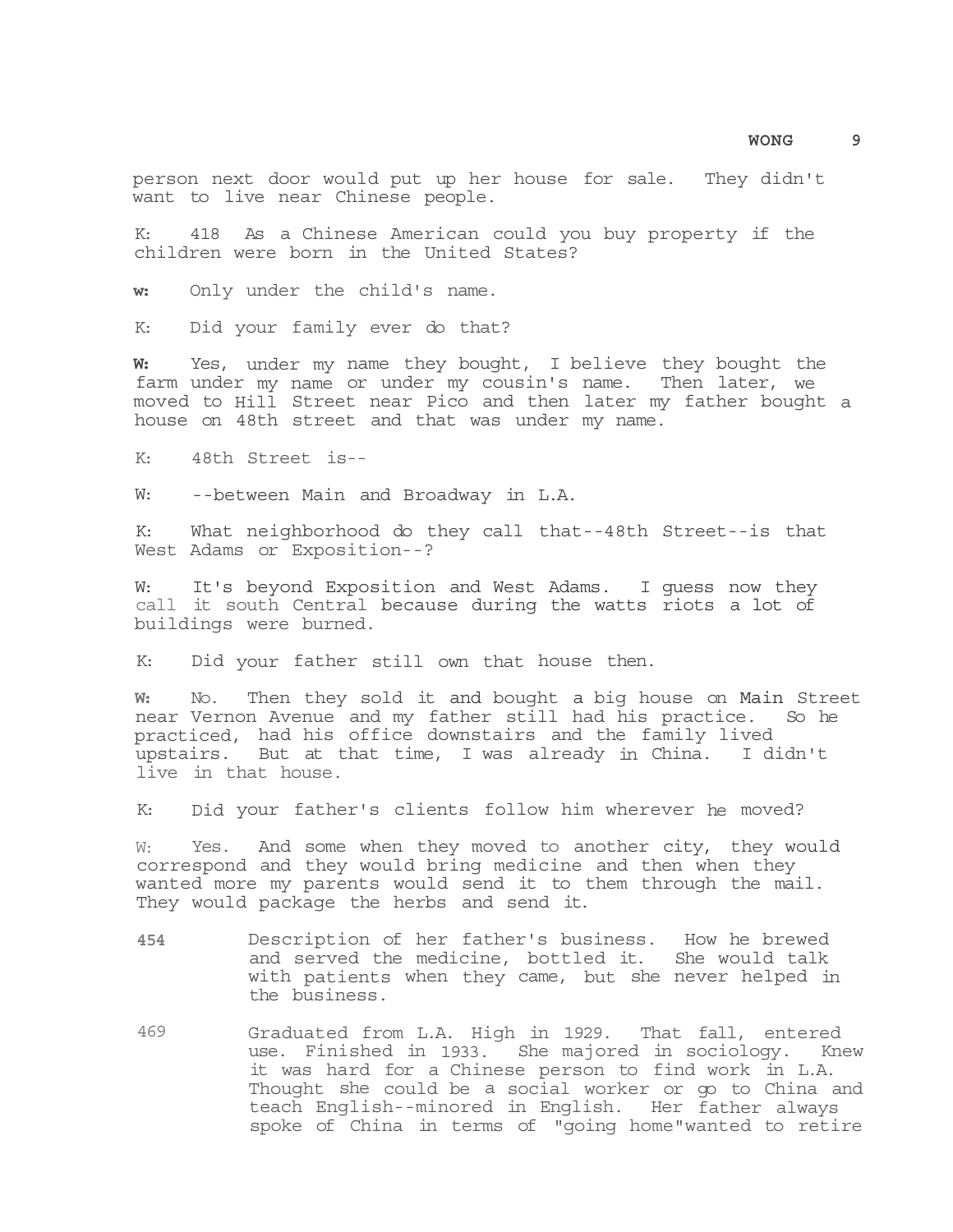person next door would put up her house for sale. They didn't want to live near Chinese people.

K: 418 As a Chinese American could you buy property if the children were born in the United States?

**W:** Only under the child's name.

K: Did your family ever do that?

**W:** Yes, under my name they bought, I believe they bought the farm under my name or under my cousin's name. Then later, we moved to Hill Street near Pico and then later my father bought a house on 48th street and that was under my name.

K: 48th Street is--

W: --between Main and Broadway in L.A.

K: What neighborhood do they call that--48th Street--is that West Adams or Exposition--?

W: It's beyond Exposition and West Adams. I guess now they call it south Central because during the watts riots a lot of buildings were burned.

K: Did your father still own that house then.

**W:** No. Then they sold it and bought a big house on Main Street near Vernon Avenue and my father still had his practice. So he practiced, had his office downstairs and the family lived upstairs. But at that time, I was already in China. I didn't live in that house.

K: Did your father's clients follow him wherever he moved?

W: Yes. And some when they moved to another city, they would correspond and they would bring medicine and then when they wanted more my parents would send it to them through the mail. They would package the herbs and send it.

**454** Description of her father's business. How he brewed and served the medicine, bottled it. She would talk with patients when they came, but she never helped in the business.

469 Graduated from L.A. High in 1929. That fall, entered use. Finished in 1933. She majored in sociology. Knew it was hard for a Chinese person to find work in L.A. Thought she could be a social worker or go to China and teach English--minored in English. Her father always spoke of China in terms of "going home"wanted to retire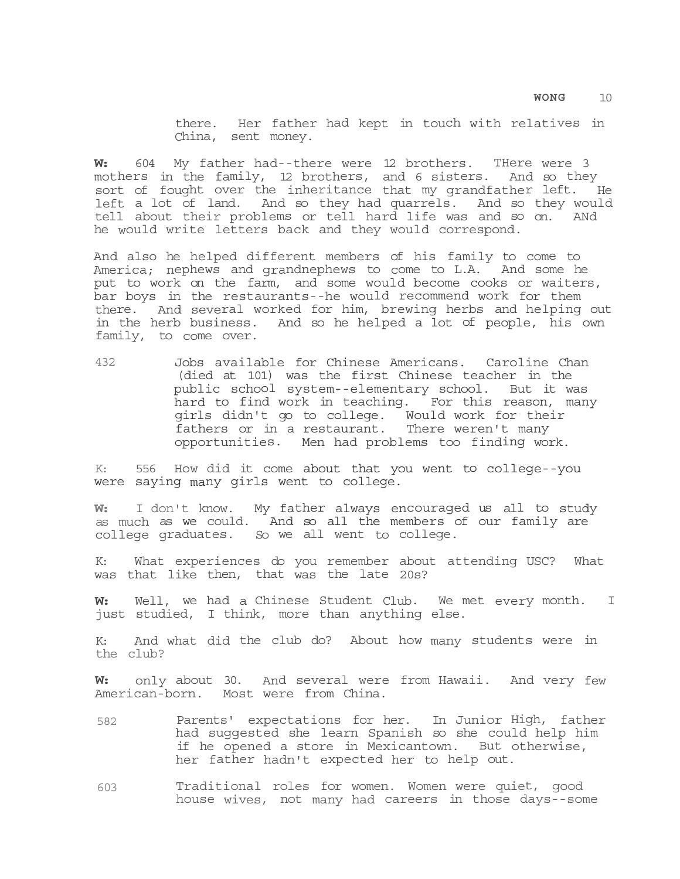there. Her father had kept in touch with relatives in China, sent money.

**W:** 604 My father had--there were 12 brothers. THere were 3 mothers in the family, 12 brothers, and 6 sisters. And so they sort of fought over the inheritance that my grandfather left. He left a lot of land. And so they had quarrels. And so they would tell about their problems or tell hard life was and so on. ANd he would write letters back and they would correspond.

And also he helped different members of his family to come to America; nephews and grandnephews to come to L.A. And some he put to work on the farm, and some would become cooks or waiters, bar boys in the restaurants--he would recommend work for them there. And several worked for him, brewing herbs and helping out in the herb business. And so he helped a lot of people, his own family, to come over.

432 Jobs available for Chinese Americans. Caroline Chan (died at 101) was the first Chinese teacher in the public school system--elementary school. But it was hard to find work in teaching. For this reason, many girls didn't go to college. Would work for their fathers or in a restaurant. There weren't many opportunities. Men had problems too finding work.

K: 556 How did it come about that you went to college--you were saying many girls went to college.

**W:** I don't know. My father always encouraged us all to study as much as we could. And so all the members of our family are college graduates. So we all went to college.

K: What experiences do you remember about attending USC? What was that like then, that was the late 20s?

**W:** Well, we had a Chinese Student Club. We met every month. I just studied, I think, more than anything else.

K: And what did the club do? About how many students were in the club?

**W:** only about 30. And several were from Hawaii. And very few American-born. Most were from China.

582 Parents' expectations for her. In Junior High, father had suggested she learn Spanish so she could help him if he opened a store in Mexicantown. But otherwise, her father hadn't expected her to help out.

603 Traditional roles for women. Women were quiet, good house wives, not many had careers in those days--some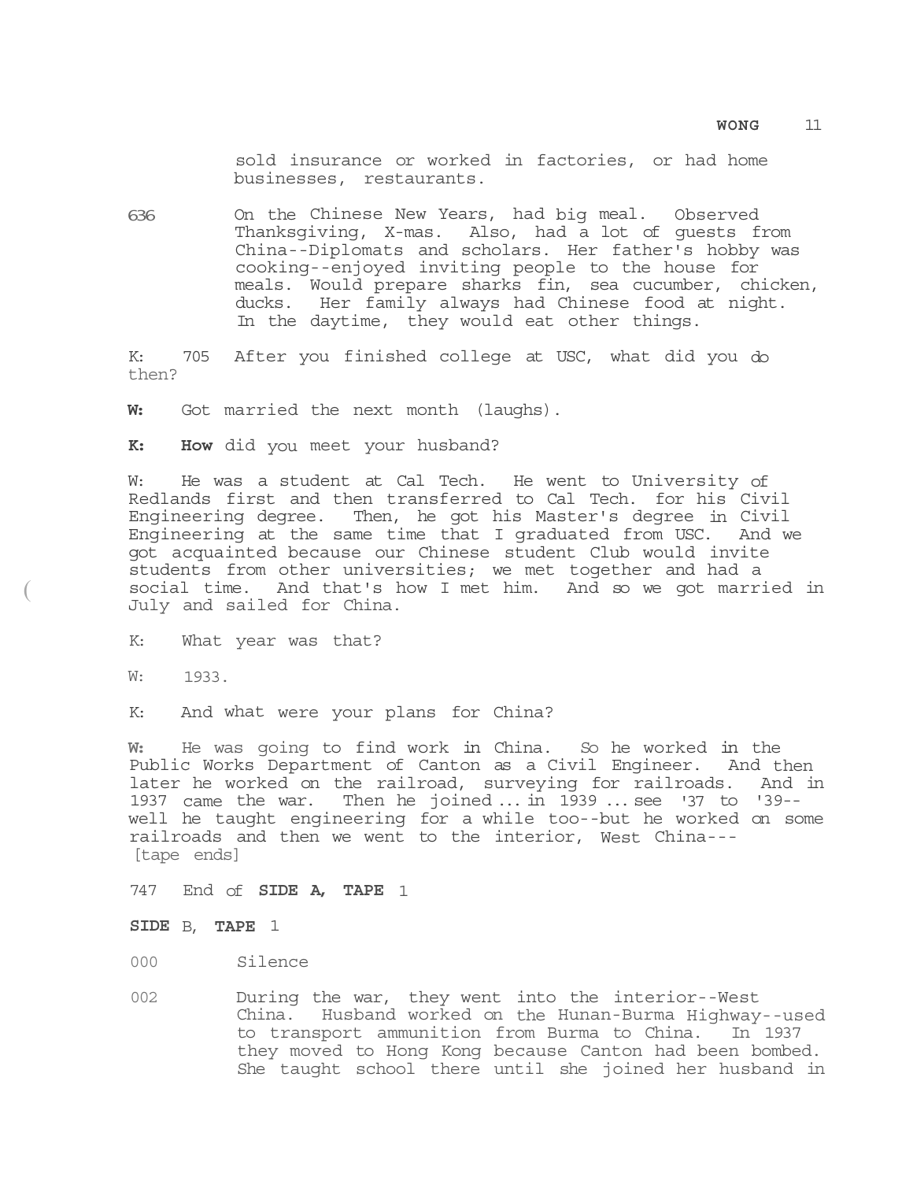sold insurance or worked in factories, or had home businesses, restaurants.

636 On the Chinese New Years, had big meal. Observed Thanksgiving, X-mas. Also, had a lot of guests from China--Diplomats and scholars. Her father's hobby was cooking--enjoyed inviting people to the house for meals. Would prepare sharks fin, sea cucumber, chicken, ducks. Her family always had Chinese food at night. In the daytime, they would eat other things.

K: 705 After you finished college at USC, what did you do then?

**W:** Got married the next month (laughs).

**K: How** did you meet your husband?

W: He was a student at Cal Tech. He went to University of Redlands first and then transferred to Cal Tech. for his Civil Engineering degree. Then, he got his Master's degree in Civil Engineering at the same time that I graduated from USC. And we got acquainted because our Chinese student Club would invite students from other universities; we met together and had a social time. And that's how I met him. And so we got married in July and sailed for China.

K: What year was that?

W: 1933.

K: And what were your plans for China?

**W:** He was going to find work in China. So he worked in the Public Works Department of Canton as a Civil Engineer. And then later he worked on the railroad, surveying for railroads. And in 1937 came the war. Then he joined ... in 1939 ... see '37 to '39--well he taught engineering for a while too--but he worked on some railroads and then we went to the interior, West China---
[tape ends]

747 End of **SIDE A, TAPE** 1

**SIDE** B, **TAPE** 1

000 Silence

002 During the war, they went into the interior--West China. Husband worked on the Hunan-Burma Highway--used to transport ammunition from Burma to China. In 1937 they moved to Hong Kong because Canton had been bombed. She taught school there until she joined her husband in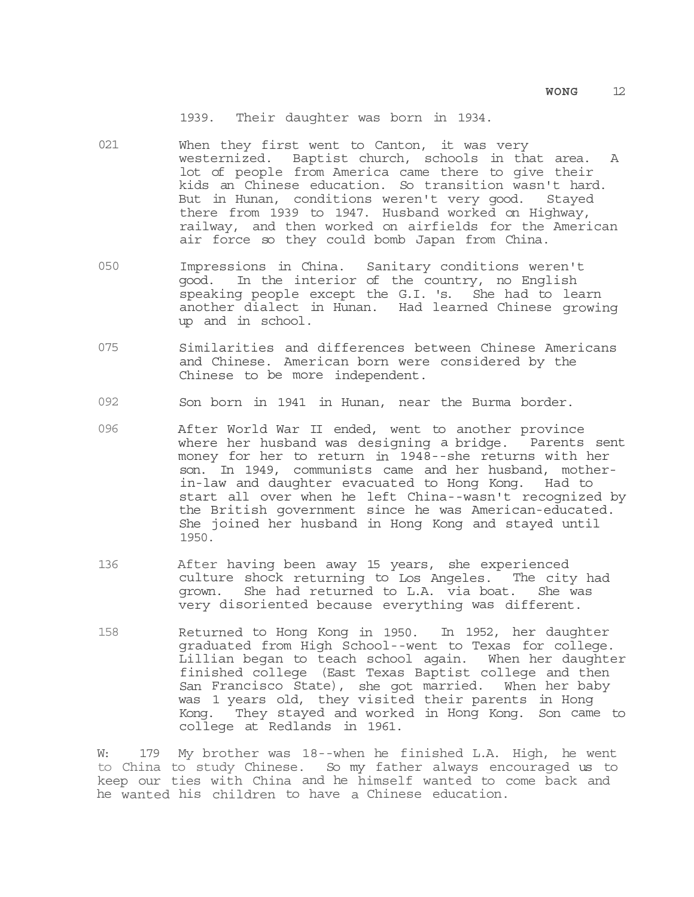1939. Their daughter was born in 1934.

021 When they first went to Canton, it was very westernized. Baptist church, schools in that area. A lot of people from America came there to give their kids an Chinese education. So transition wasn't hard. But in Hunan, conditions weren't very good. Stayed there from 1939 to 1947. Husband worked on Highway, railway, and then worked on airfields for the American air force so they could bomb Japan from China.

050 Impressions in China. Sanitary conditions weren't good. In the interior of the country, no English speaking people except the G.I. 's. She had to learn another dialect in Hunan. Had learned Chinese growing up and in school.

075 Similarities and differences between Chinese Americans and Chinese. American born were considered by the Chinese to be more independent.

092 Son born in 1941 in Hunan, near the Burma border.

096 After World War II ended, went to another province where her husband was designing a bridge. Parents sent money for her to return in 1948--she returns with her son. In 1949, communists came and her husband, mother-in-law and daughter evacuated to Hong Kong. Had to start all over when he left China--wasn't recognized by the British government since he was American-educated. She joined her husband in Hong Kong and stayed until 1950.

136 After having been away 15 years, she experienced culture shock returning to Los Angeles. The city had grown. She had returned to L.A. via boat. She was very disoriented because everything was different.

158 Returned to Hong Kong in 1950. In 1952, her daughter graduated from High School--went to Texas for college. Lillian began to teach school again. When her daughter finished college (East Texas Baptist college and then San Francisco State), she got married. When her baby was 1 years old, they visited their parents in Hong Kong. They stayed and worked in Hong Kong. Son came to college at Redlands in 1961.

W: 179 My brother was 18--when he finished L.A. High, he went to China to study Chinese. So my father always encouraged us to keep our ties with China and he himself wanted to come back and he wanted his children to have a Chinese education.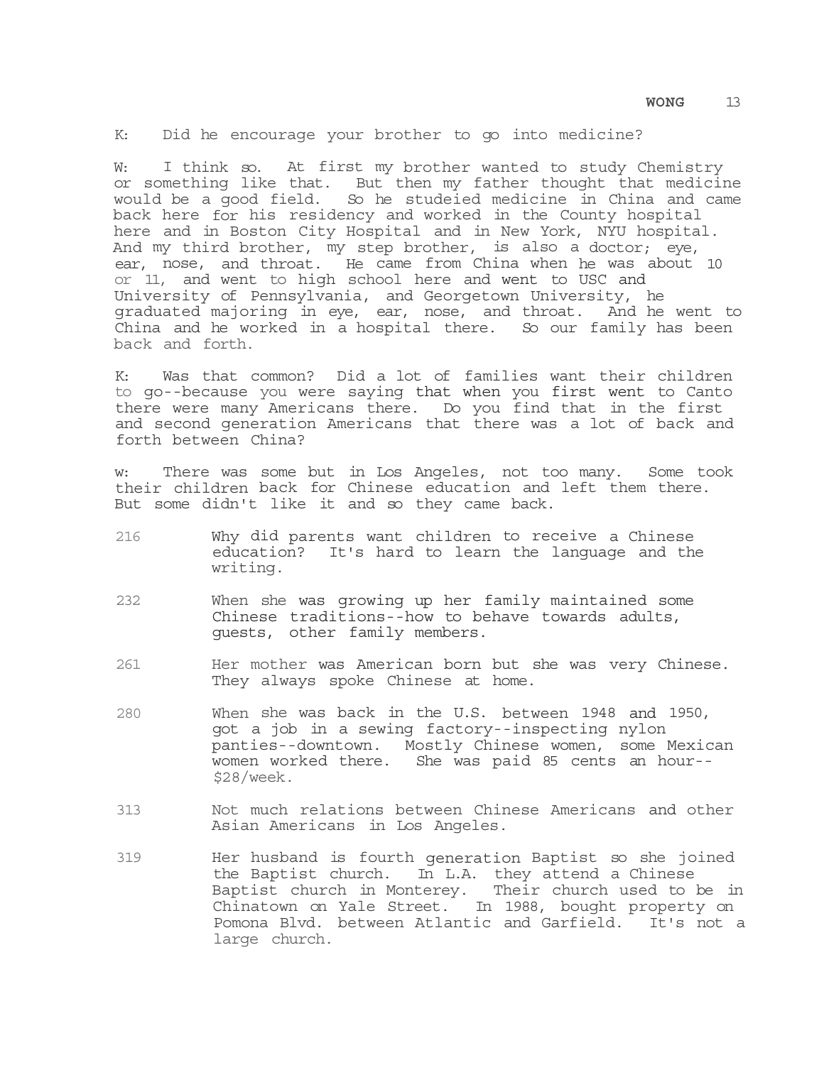K: Did he encourage your brother to go into medicine?

W: I think so. At first my brother wanted to study Chemistry or something like that. But then my father thought that medicine would be a good field. So he studeied medicine in China and came back here for his residency and worked in the County hospital here and in Boston City Hospital and in New York, NYU hospital. And my third brother, my step brother, is also a doctor; eye, ear, nose, and throat. He came from China when he was about 10 or 11, and went to high school here and went to USC and University of Pennsylvania, and Georgetown University, he graduated majoring in eye, ear, nose, and throat. And he went to China and he worked in a hospital there. So our family has been back and forth.

K: Was that common? Did a lot of families want their children to go--because you were saying that when you first went to Canto there were many Americans there. Do you find that in the first and second generation Americans that there was a lot of back and forth between China?

w: There was some but in Los Angeles, not too many. Some took their children back for Chinese education and left them there. But some didn't like it and so they came back.

216 Why did parents want children to receive a Chinese education? It's hard to learn the language and the writing.

232 When she was growing up her family maintained some Chinese traditions--how to behave towards adults, guests, other family members.

261 Her mother was American born but she was very Chinese. They always spoke Chinese at home.

280 When she was back in the U.S. between 1948 and 1950, got a job in a sewing factory--inspecting nylon panties--downtown. Mostly Chinese women, some Mexican women worked there. She was paid 85 cents an hour--$28/week.

313 Not much relations between Chinese Americans and other Asian Americans in Los Angeles.

319 Her husband is fourth generation Baptist so she joined the Baptist church. In L.A. they attend a Chinese Baptist church in Monterey. Their church used to be in Chinatown on Yale Street. In 1988, bought property on Pomona Blvd. between Atlantic and Garfield. It's not a large church.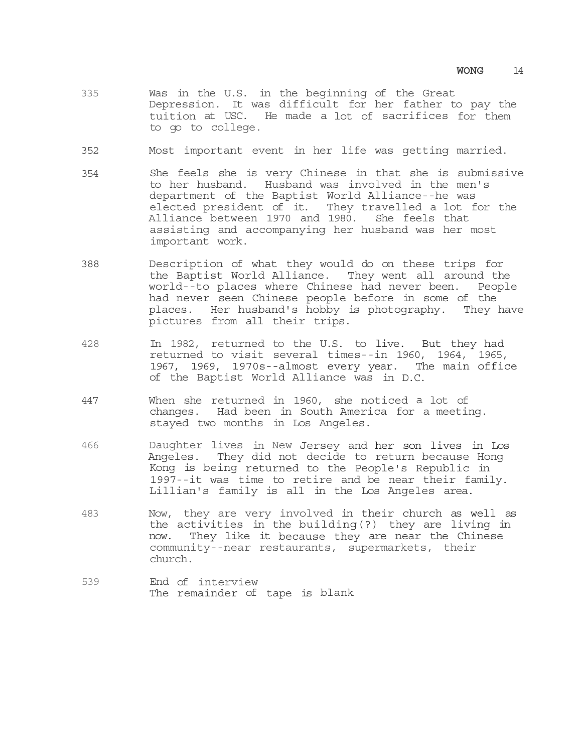335 Was in the U.S. in the beginning of the Great Depression. It was difficult for her father to pay the tuition at USC. He made a lot of sacrifices for them to go to college.

352 Most important event in her life was getting married.

354 She feels she is very Chinese in that she is submissive to her husband. Husband was involved in the men's department of the Baptist World Alliance--he was elected president of it. They travelled a lot for the Alliance between 1970 and 1980. She feels that assisting and accompanying her husband was her most important work.

388 Description of what they would do on these trips for the Baptist World Alliance. They went all around the world--to places where Chinese had never been. People had never seen Chinese people before in some of the places. Her husband's hobby is photography. They have pictures from all their trips.

428 In 1982, returned to the U.S. to live. But they had returned to visit several times--in 1960, 1964, 1965, 1967, 1969, 1970s--almost every year. The main office of the Baptist World Alliance was in D.C.

447 When she returned in 1960, she noticed a lot of changes. Had been in South America for a meeting. stayed two months in Los Angeles.

466 Daughter lives in New Jersey and her son lives in Los Angeles. They did not decide to return because Hong Kong is being returned to the People's Republic in 1997--it was time to retire and be near their family. Lillian's family is all in the Los Angeles area.

483 Now, they are very involved in their church as well as the activities in the building(?) they are living in now. They like it because they are near the Chinese community--near restaurants, supermarkets, their church.

539 End of interview
The remainder of tape is blank